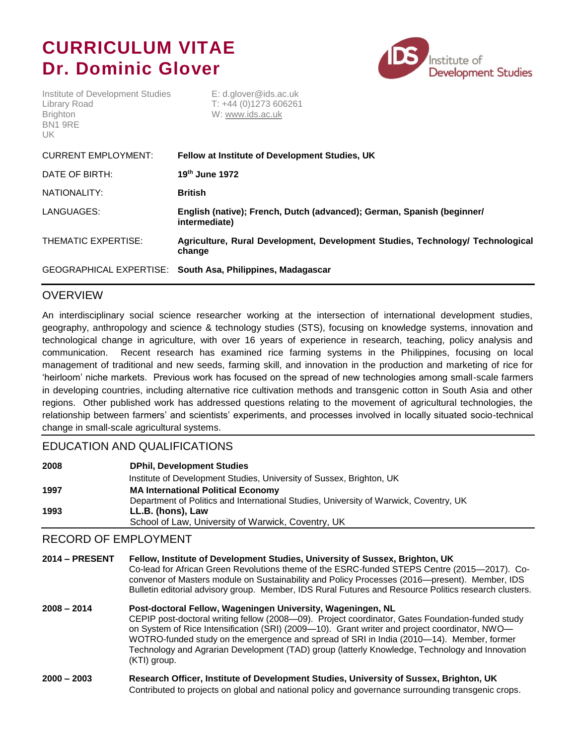# CURRICULUM VITAE
# Dr. Dominic Glover

Institute of Development Studies
Library Road
Brighton
BN1 9RE
UK

E: d.glover@ids.ac.uk
T: +44 (0)1273 606261
W: www.ids.ac.uk

| | |
|---|---|
| CURRENT EMPLOYMENT: | **Fellow at Institute of Development Studies, UK** |
| DATE OF BIRTH: | **19th June 1972** |
| NATIONALITY: | **British** |
| LANGUAGES: | **English (native); French, Dutch (advanced); German, Spanish (beginner/ intermediate)** |
| THEMATIC EXPERTISE: | **Agriculture, Rural Development, Development Studies, Technology/ Technological change** |
| GEOGRAPHICAL EXPERTISE: | **South Asa, Philippines, Madagascar** |

## OVERVIEW

An interdisciplinary social science researcher working at the intersection of international development studies, geography, anthropology and science & technology studies (STS), focusing on knowledge systems, innovation and technological change in agriculture, with over 16 years of experience in research, teaching, policy analysis and communication. Recent research has examined rice farming systems in the Philippines, focusing on local management of traditional and new seeds, farming skill, and innovation in the production and marketing of rice for 'heirloom' niche markets. Previous work has focused on the spread of new technologies among small-scale farmers in developing countries, including alternative rice cultivation methods and transgenic cotton in South Asia and other regions. Other published work has addressed questions relating to the movement of agricultural technologies, the relationship between farmers' and scientists' experiments, and processes involved in locally situated socio-technical change in small-scale agricultural systems.

## EDUCATION AND QUALIFICATIONS

**2008** — **DPhil, Development Studies**
Institute of Development Studies, University of Sussex, Brighton, UK

**1997** — **MA International Political Economy**
Department of Politics and International Studies, University of Warwick, Coventry, UK

**1993** — **LL.B. (hons), Law**
School of Law, University of Warwick, Coventry, UK

## RECORD OF EMPLOYMENT

**2014 – PRESENT** — **Fellow, Institute of Development Studies, University of Sussex, Brighton, UK**
Co-lead for African Green Revolutions theme of the ESRC-funded STEPS Centre (2015—2017). Co-convenor of Masters module on Sustainability and Policy Processes (2016—present). Member, IDS Bulletin editorial advisory group. Member, IDS Rural Futures and Resource Politics research clusters.

**2008 – 2014** — **Post-doctoral Fellow, Wageningen University, Wageningen, NL**
CEPIP post-doctoral writing fellow (2008—09). Project coordinator, Gates Foundation-funded study on System of Rice Intensification (SRI) (2009—10). Grant writer and project coordinator, NWO—WOTRO-funded study on the emergence and spread of SRI in India (2010—14). Member, former Technology and Agrarian Development (TAD) group (latterly Knowledge, Technology and Innovation (KTI) group.

**2000 – 2003** — **Research Officer, Institute of Development Studies, University of Sussex, Brighton, UK**
Contributed to projects on global and national policy and governance surrounding transgenic crops.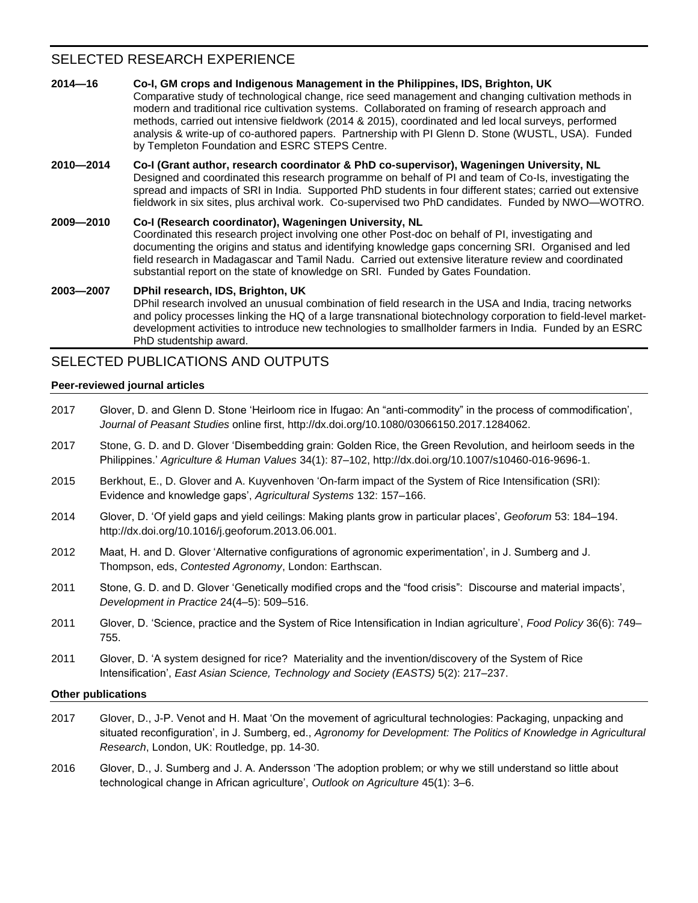## SELECTED RESEARCH EXPERIENCE

**2014—16** **Co-I, GM crops and Indigenous Management in the Philippines, IDS, Brighton, UK**
Comparative study of technological change, rice seed management and changing cultivation methods in modern and traditional rice cultivation systems. Collaborated on framing of research approach and methods, carried out intensive fieldwork (2014 & 2015), coordinated and led local surveys, performed analysis & write-up of co-authored papers. Partnership with PI Glenn D. Stone (WUSTL, USA). Funded by Templeton Foundation and ESRC STEPS Centre.

**2010—2014** **Co-I (Grant author, research coordinator & PhD co-supervisor), Wageningen University, NL**
Designed and coordinated this research programme on behalf of PI and team of Co-Is, investigating the spread and impacts of SRI in India. Supported PhD students in four different states; carried out extensive fieldwork in six sites, plus archival work. Co-supervised two PhD candidates. Funded by NWO—WOTRO.

**2009—2010** **Co-I (Research coordinator), Wageningen University, NL**
Coordinated this research project involving one other Post-doc on behalf of PI, investigating and documenting the origins and status and identifying knowledge gaps concerning SRI. Organised and led field research in Madagascar and Tamil Nadu. Carried out extensive literature review and coordinated substantial report on the state of knowledge on SRI. Funded by Gates Foundation.

**2003—2007** **DPhil research, IDS, Brighton, UK**
DPhil research involved an unusual combination of field research in the USA and India, tracing networks and policy processes linking the HQ of a large transnational biotechnology corporation to field-level market-development activities to introduce new technologies to smallholder farmers in India. Funded by an ESRC PhD studentship award.

## SELECTED PUBLICATIONS AND OUTPUTS

### Peer-reviewed journal articles

2017 Glover, D. and Glenn D. Stone 'Heirloom rice in Ifugao: An "anti-commodity" in the process of commodification', *Journal of Peasant Studies* online first, http://dx.doi.org/10.1080/03066150.2017.1284062.

2017 Stone, G. D. and D. Glover 'Disembedding grain: Golden Rice, the Green Revolution, and heirloom seeds in the Philippines.' *Agriculture & Human Values* 34(1): 87–102, http://dx.doi.org/10.1007/s10460-016-9696-1.

2015 Berkhout, E., D. Glover and A. Kuyvenhoven 'On-farm impact of the System of Rice Intensification (SRI): Evidence and knowledge gaps', *Agricultural Systems* 132: 157–166.

2014 Glover, D. 'Of yield gaps and yield ceilings: Making plants grow in particular places', *Geoforum* 53: 184–194. http://dx.doi.org/10.1016/j.geoforum.2013.06.001.

2012 Maat, H. and D. Glover 'Alternative configurations of agronomic experimentation', in J. Sumberg and J. Thompson, eds, *Contested Agronomy*, London: Earthscan.

2011 Stone, G. D. and D. Glover 'Genetically modified crops and the "food crisis": Discourse and material impacts', *Development in Practice* 24(4–5): 509–516.

2011 Glover, D. 'Science, practice and the System of Rice Intensification in Indian agriculture', *Food Policy* 36(6): 749–755.

2011 Glover, D. 'A system designed for rice? Materiality and the invention/discovery of the System of Rice Intensification', *East Asian Science, Technology and Society (EASTS)* 5(2): 217–237.

### Other publications

2017 Glover, D., J-P. Venot and H. Maat 'On the movement of agricultural technologies: Packaging, unpacking and situated reconfiguration', in J. Sumberg, ed., *Agronomy for Development: The Politics of Knowledge in Agricultural Research*, London, UK: Routledge, pp. 14-30.

2016 Glover, D., J. Sumberg and J. A. Andersson 'The adoption problem; or why we still understand so little about technological change in African agriculture', *Outlook on Agriculture* 45(1): 3–6.